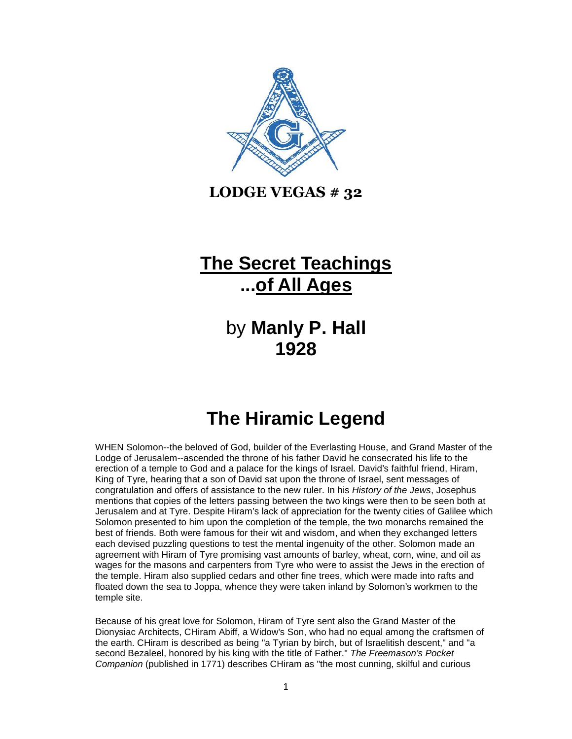**LODGE VEGAS # 32**

# The Secret Teachings ...of All Ages

## by **Manly P. Hall 1928**

# The Hiramic Legend

WHEN Solomon--the beloved of God, builder of the Everlasting House, and Grand Master of the Lodge of Jerusalem--ascended the throne of his father David he consecrated his life to the erection of a temple to God and a palace for the kings of Israel. David's faithful friend, Hiram, King of Tyre, hearing that a son of David sat upon the throne of Israel, sent messages of congratulation and offers of assistance to the new ruler. In his *History of the Jews*, Josephus mentions that copies of the letters passing between the two kings were then to be seen both at Jerusalem and at Tyre. Despite Hiram's lack of appreciation for the twenty cities of Galilee which Solomon presented to him upon the completion of the temple, the two monarchs remained the best of friends. Both were famous for their wit and wisdom, and when they exchanged letters each devised puzzling questions to test the mental ingenuity of the other. Solomon made an agreement with Hiram of Tyre promising vast amounts of barley, wheat, corn, wine, and oil as wages for the masons and carpenters from Tyre who were to assist the Jews in the erection of the temple. Hiram also supplied cedars and other fine trees, which were made into rafts and floated down the sea to Joppa, whence they were taken inland by Solomon's workmen to the temple site.

Because of his great love for Solomon, Hiram of Tyre sent also the Grand Master of the Dionysiac Architects, CHiram Abiff, a Widow's Son, who had no equal among the craftsmen of the earth. CHiram is described as being "a Tyrian by birch, but of Israelitish descent," and "a second Bezaleel, honored by his king with the title of Father." *The Freemason's Pocket Companion* (published in 1771) describes CHiram as "the most cunning, skilful and curious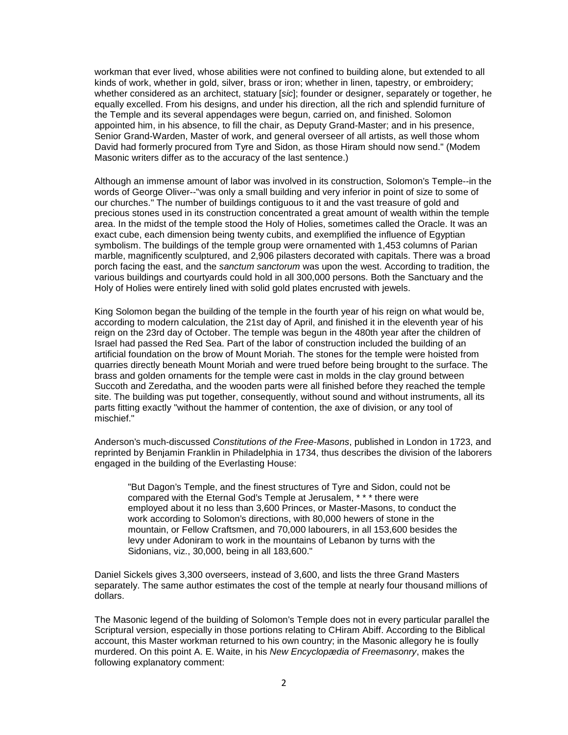workman that ever lived, whose abilities were not confined to building alone, but extended to all kinds of work, whether in gold, silver, brass or iron; whether in linen, tapestry, or embroidery; whether considered as an architect, statuary [*sic*]; founder or designer, separately or together, he equally excelled. From his designs, and under his direction, all the rich and splendid furniture of the Temple and its several appendages were begun, carried on, and finished. Solomon appointed him, in his absence, to fill the chair, as Deputy Grand-Master; and in his presence, Senior Grand-Warden, Master of work, and general overseer of all artists, as well those whom David had formerly procured from Tyre and Sidon, as those Hiram should now send." (Modem Masonic writers differ as to the accuracy of the last sentence.)

Although an immense amount of labor was involved in its construction, Solomon's Temple--in the words of George Oliver--"was only a small building and very inferior in point of size to some of our churches." The number of buildings contiguous to it and the vast treasure of gold and precious stones used in its construction concentrated a great amount of wealth within the temple area. In the midst of the temple stood the Holy of Holies, sometimes called the Oracle. It was an exact cube, each dimension being twenty cubits, and exemplified the influence of Egyptian symbolism. The buildings of the temple group were ornamented with 1,453 columns of Parian marble, magnificently sculptured, and 2,906 pilasters decorated with capitals. There was a broad porch facing the east, and the *sanctum sanctorum* was upon the west. According to tradition, the various buildings and courtyards could hold in all 300,000 persons. Both the Sanctuary and the Holy of Holies were entirely lined with solid gold plates encrusted with jewels.

King Solomon began the building of the temple in the fourth year of his reign on what would be, according to modern calculation, the 21st day of April, and finished it in the eleventh year of his reign on the 23rd day of October. The temple was begun in the 480th year after the children of Israel had passed the Red Sea. Part of the labor of construction included the building of an artificial foundation on the brow of Mount Moriah. The stones for the temple were hoisted from quarries directly beneath Mount Moriah and were trued before being brought to the surface. The brass and golden ornaments for the temple were cast in molds in the clay ground between Succoth and Zeredatha, and the wooden parts were all finished before they reached the temple site. The building was put together, consequently, without sound and without instruments, all its parts fitting exactly "without the hammer of contention, the axe of division, or any tool of mischief."

Anderson's much-discussed *Constitutions of the Free-Masons*, published in London in 1723, and reprinted by Benjamin Franklin in Philadelphia in 1734, thus describes the division of the laborers engaged in the building of the Everlasting House:

> "But Dagon's Temple, and the finest structures of Tyre and Sidon, could not be compared with the Eternal God's Temple at Jerusalem, * * * there were employed about it no less than 3,600 Princes, or Master-Masons, to conduct the work according to Solomon's directions, with 80,000 hewers of stone in the mountain, or Fellow Craftsmen, and 70,000 labourers, in all 153,600 besides the levy under Adoniram to work in the mountains of Lebanon by turns with the Sidonians, viz., 30,000, being in all 183,600."

Daniel Sickels gives 3,300 overseers, instead of 3,600, and lists the three Grand Masters separately. The same author estimates the cost of the temple at nearly four thousand millions of dollars.

The Masonic legend of the building of Solomon's Temple does not in every particular parallel the Scriptural version, especially in those portions relating to CHiram Abiff. According to the Biblical account, this Master workman returned to his own country; in the Masonic allegory he is foully murdered. On this point A. E. Waite, in his *New Encyclopædia of Freemasonry*, makes the following explanatory comment: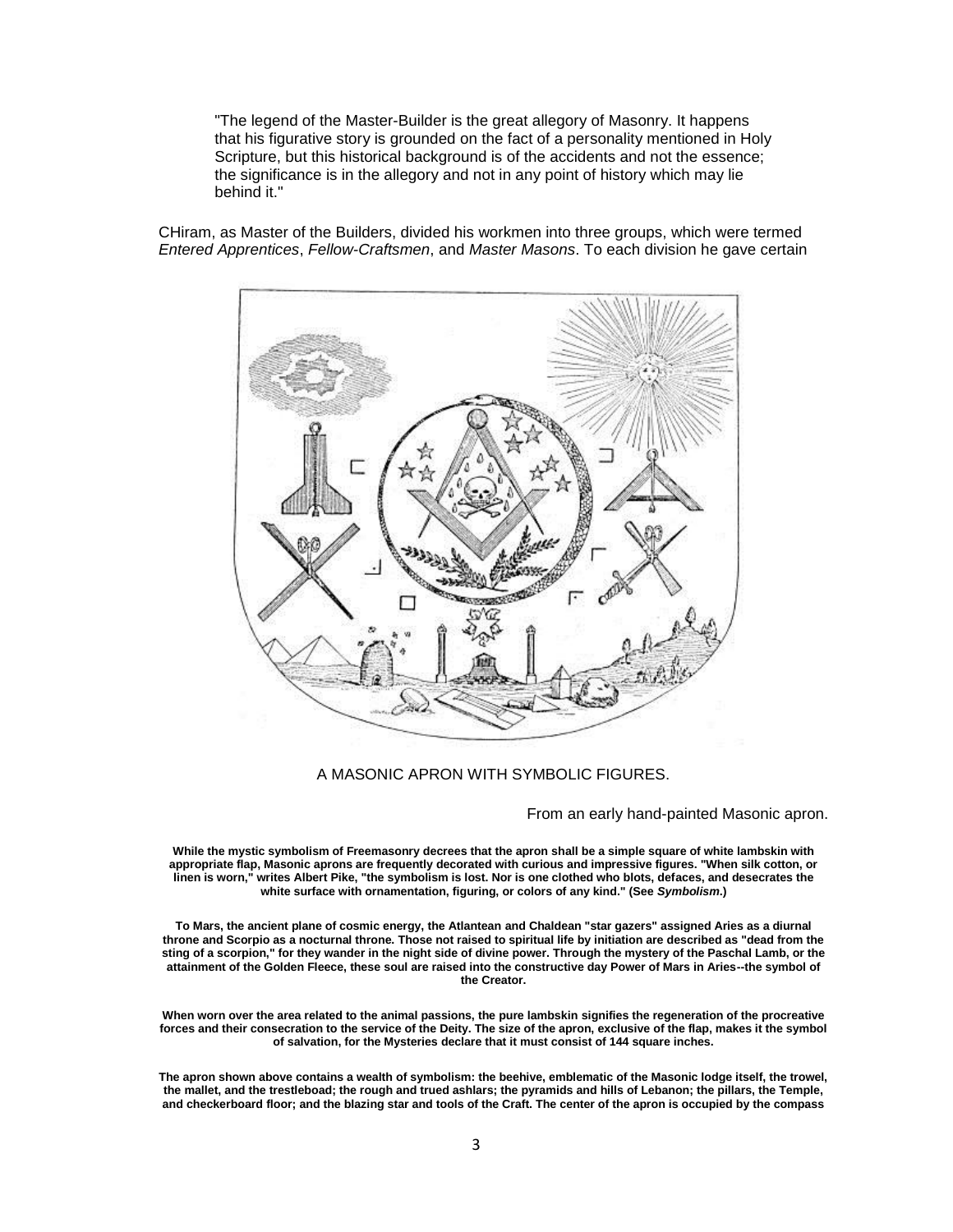"The legend of the Master-Builder is the great allegory of Masonry. It happens that his figurative story is grounded on the fact of a personality mentioned in Holy Scripture, but this historical background is of the accidents and not the essence; the significance is in the allegory and not in any point of history which may lie behind it."

CHiram, as Master of the Builders, divided his workmen into three groups, which were termed *Entered Apprentices*, *Fellow-Craftsmen*, and *Master Masons*. To each division he gave certain

A MASONIC APRON WITH SYMBOLIC FIGURES.

From an early hand-painted Masonic apron.

**While the mystic symbolism of Freemasonry decrees that the apron shall be a simple square of white lambskin with appropriate flap, Masonic aprons are frequently decorated with curious and impressive figures. "When silk cotton, or linen is worn," writes Albert Pike, "the symbolism is lost. Nor is one clothed who blots, defaces, and desecrates the white surface with ornamentation, figuring, or colors of any kind." (See *Symbolism*.)**

**To Mars, the ancient plane of cosmic energy, the Atlantean and Chaldean "star gazers" assigned Aries as a diurnal throne and Scorpio as a nocturnal throne. Those not raised to spiritual life by initiation are described as "dead from the sting of a scorpion," for they wander in the night side of divine power. Through the mystery of the Paschal Lamb, or the attainment of the Golden Fleece, these soul are raised into the constructive day Power of Mars in Aries--the symbol of the Creator.**

**When worn over the area related to the animal passions, the pure lambskin signifies the regeneration of the procreative forces and their consecration to the service of the Deity. The size of the apron, exclusive of the flap, makes it the symbol of salvation, for the Mysteries declare that it must consist of 144 square inches.**

**The apron shown above contains a wealth of symbolism: the beehive, emblematic of the Masonic lodge itself, the trowel, the mallet, and the trestleboad; the rough and trued ashlars; the pyramids and hills of Lebanon; the pillars, the Temple, and checkerboard floor; and the blazing star and tools of the Craft. The center of the apron is occupied by the compass**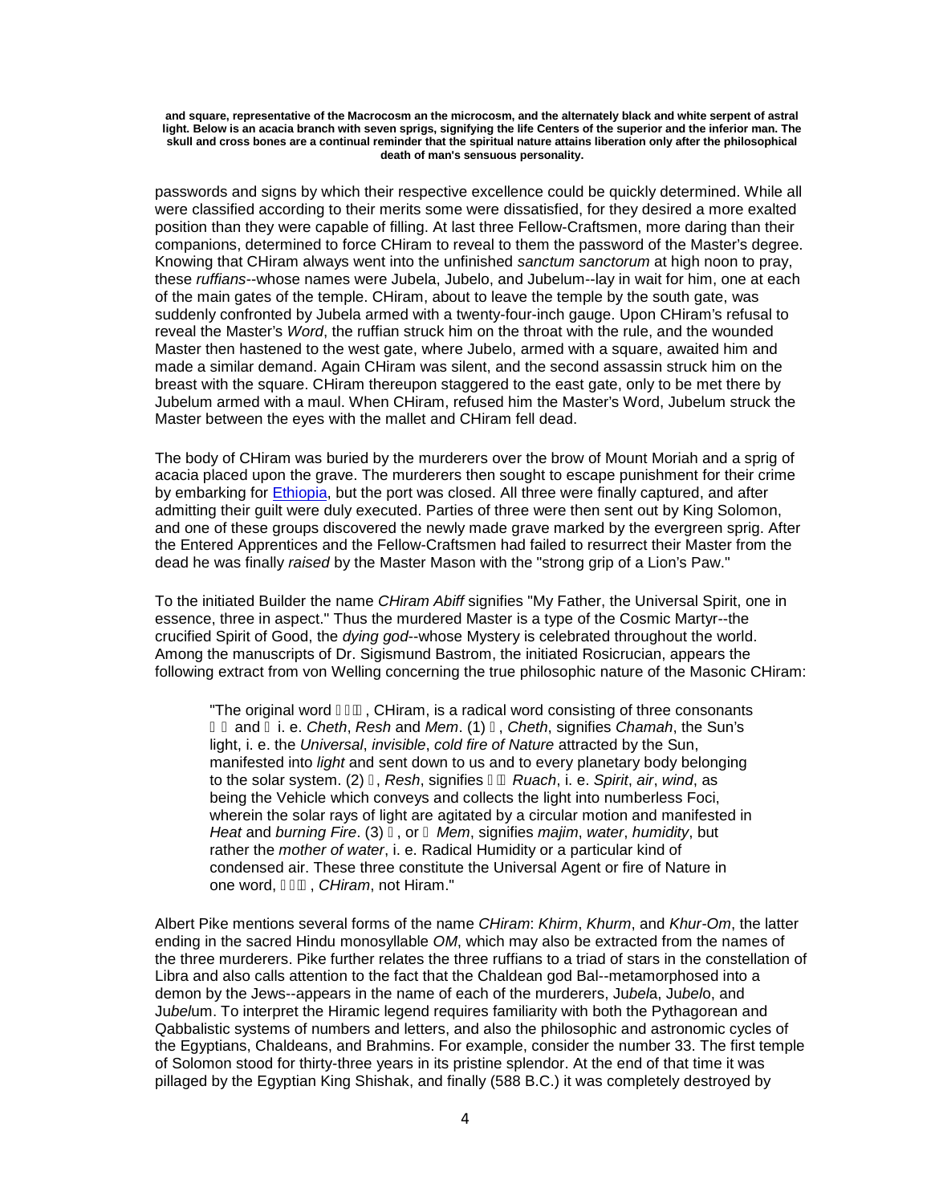**and square, representative of the Macrocosm an the microcosm, and the alternately black and white serpent of astral light. Below is an acacia branch with seven sprigs, signifying the life Centers of the superior and the inferior man. The skull and cross bones are a continual reminder that the spiritual nature attains liberation only after the philosophical death of man's sensuous personality.**

passwords and signs by which their respective excellence could be quickly determined. While all were classified according to their merits some were dissatisfied, for they desired a more exalted position than they were capable of filling. At last three Fellow-Craftsmen, more daring than their companions, determined to force CHiram to reveal to them the password of the Master's degree. Knowing that CHiram always went into the unfinished *sanctum sanctorum* at high noon to pray, these *ruffians*--whose names were Jubela, Jubelo, and Jubelum--lay in wait for him, one at each of the main gates of the temple. CHiram, about to leave the temple by the south gate, was suddenly confronted by Jubela armed with a twenty-four-inch gauge. Upon CHiram's refusal to reveal the Master's *Word*, the ruffian struck him on the throat with the rule, and the wounded Master then hastened to the west gate, where Jubelo, armed with a square, awaited him and made a similar demand. Again CHiram was silent, and the second assassin struck him on the breast with the square. CHiram thereupon staggered to the east gate, only to be met there by Jubelum armed with a maul. When CHiram, refused him the Master's Word, Jubelum struck the Master between the eyes with the mallet and CHiram fell dead.

The body of CHiram was buried by the murderers over the brow of Mount Moriah and a sprig of acacia placed upon the grave. The murderers then sought to escape punishment for their crime by embarking for Ethiopia, but the port was closed. All three were finally captured, and after admitting their guilt were duly executed. Parties of three were then sent out by King Solomon, and one of these groups discovered the newly made grave marked by the evergreen sprig. After the Entered Apprentices and the Fellow-Craftsmen had failed to resurrect their Master from the dead he was finally *raised* by the Master Mason with the "strong grip of a Lion's Paw."

To the initiated Builder the name *CHiram Abiff* signifies "My Father, the Universal Spirit, one in essence, three in aspect." Thus the murdered Master is a type of the Cosmic Martyr--the crucified Spirit of Good, the *dying god*--whose Mystery is celebrated throughout the world. Among the manuscripts of Dr. Sigismund Bastrom, the initiated Rosicrucian, appears the following extract from von Welling concerning the true philosophic nature of the Masonic CHiram:

> "The original word , CHiram, is a radical word consisting of three consonants   and  i. e. *Cheth*, *Resh* and *Mem*. (1) , *Cheth*, signifies *Chamah*, the Sun's light, i. e. the *Universal*, *invisible*, *cold fire of Nature* attracted by the Sun, manifested into *light* and sent down to us and to every planetary body belonging to the solar system. (2) , *Resh*, signifies  *Ruach*, i. e. *Spirit*, *air*, *wind*, as being the Vehicle which conveys and collects the light into numberless Foci, wherein the solar rays of light are agitated by a circular motion and manifested in *Heat* and *burning Fire*. (3) , or  *Mem*, signifies *majim*, *water*, *humidity*, but rather the *mother of water*, i. e. Radical Humidity or a particular kind of condensed air. These three constitute the Universal Agent or fire of Nature in one word, , *CHiram*, not Hiram."

Albert Pike mentions several forms of the name *CHiram*: *Khirm*, *Khurm*, and *Khur-Om*, the latter ending in the sacred Hindu monosyllable *OM*, which may also be extracted from the names of the three murderers. Pike further relates the three ruffians to a triad of stars in the constellation of Libra and also calls attention to the fact that the Chaldean god Bal--metamorphosed into a demon by the Jews--appears in the name of each of the murderers, Ju*bel*a, Ju*bel*o, and Ju*bel*um. To interpret the Hiramic legend requires familiarity with both the Pythagorean and Qabbalistic systems of numbers and letters, and also the philosophic and astronomic cycles of the Egyptians, Chaldeans, and Brahmins. For example, consider the number 33. The first temple of Solomon stood for thirty-three years in its pristine splendor. At the end of that time it was pillaged by the Egyptian King Shishak, and finally (588 B.C.) it was completely destroyed by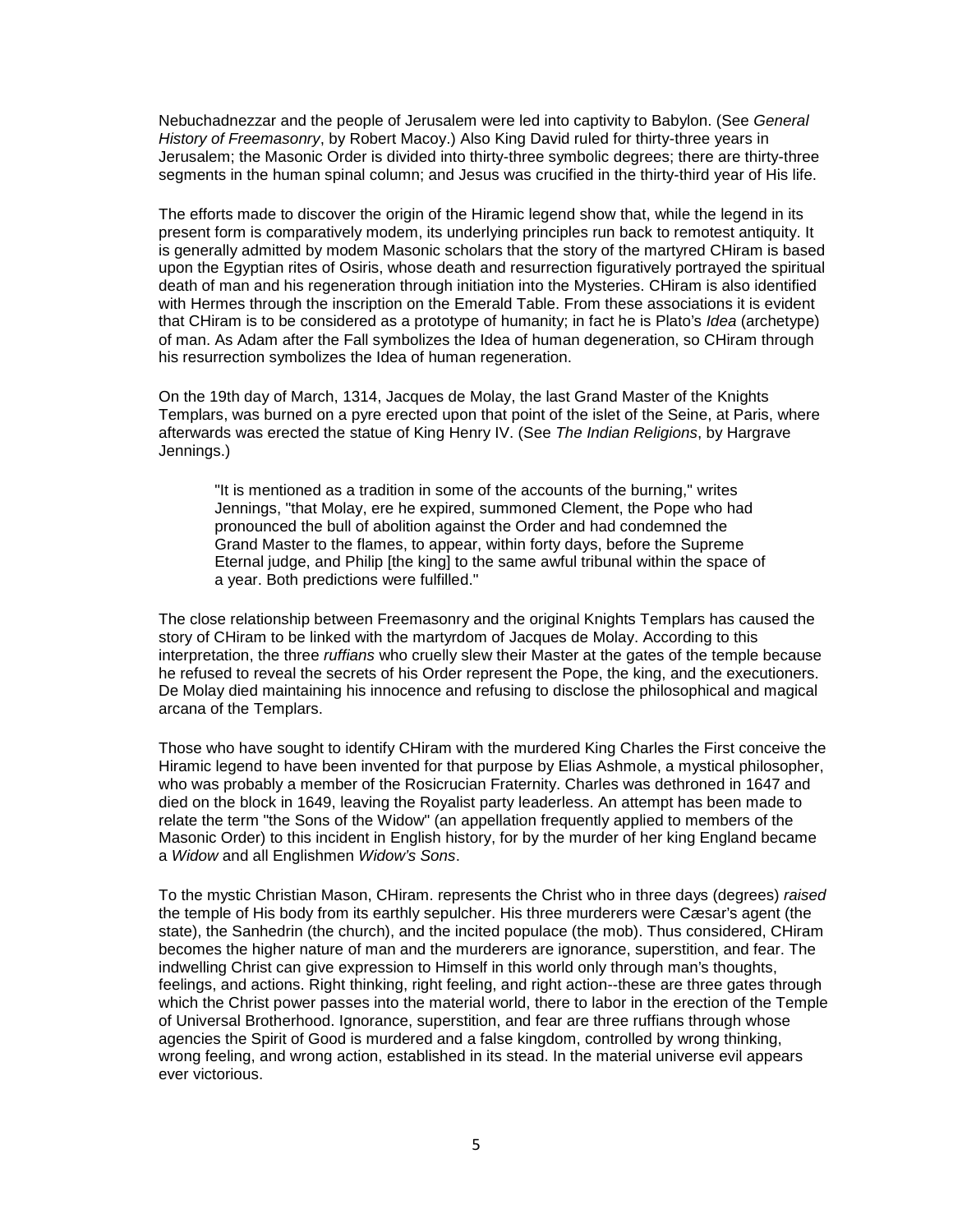Nebuchadnezzar and the people of Jerusalem were led into captivity to Babylon. (See *General History of Freemasonry*, by Robert Macoy.) Also King David ruled for thirty-three years in Jerusalem; the Masonic Order is divided into thirty-three symbolic degrees; there are thirty-three segments in the human spinal column; and Jesus was crucified in the thirty-third year of His life.

The efforts made to discover the origin of the Hiramic legend show that, while the legend in its present form is comparatively modem, its underlying principles run back to remotest antiquity. It is generally admitted by modem Masonic scholars that the story of the martyred CHiram is based upon the Egyptian rites of Osiris, whose death and resurrection figuratively portrayed the spiritual death of man and his regeneration through initiation into the Mysteries. CHiram is also identified with Hermes through the inscription on the Emerald Table. From these associations it is evident that CHiram is to be considered as a prototype of humanity; in fact he is Plato's *Idea* (archetype) of man. As Adam after the Fall symbolizes the Idea of human degeneration, so CHiram through his resurrection symbolizes the Idea of human regeneration.

On the 19th day of March, 1314, Jacques de Molay, the last Grand Master of the Knights Templars, was burned on a pyre erected upon that point of the islet of the Seine, at Paris, where afterwards was erected the statue of King Henry IV. (See *The Indian Religions*, by Hargrave Jennings.)

> "It is mentioned as a tradition in some of the accounts of the burning," writes Jennings, "that Molay, ere he expired, summoned Clement, the Pope who had pronounced the bull of abolition against the Order and had condemned the Grand Master to the flames, to appear, within forty days, before the Supreme Eternal judge, and Philip [the king] to the same awful tribunal within the space of a year. Both predictions were fulfilled."

The close relationship between Freemasonry and the original Knights Templars has caused the story of CHiram to be linked with the martyrdom of Jacques de Molay. According to this interpretation, the three *ruffians* who cruelly slew their Master at the gates of the temple because he refused to reveal the secrets of his Order represent the Pope, the king, and the executioners. De Molay died maintaining his innocence and refusing to disclose the philosophical and magical arcana of the Templars.

Those who have sought to identify CHiram with the murdered King Charles the First conceive the Hiramic legend to have been invented for that purpose by Elias Ashmole, a mystical philosopher, who was probably a member of the Rosicrucian Fraternity. Charles was dethroned in 1647 and died on the block in 1649, leaving the Royalist party leaderless. An attempt has been made to relate the term "the Sons of the Widow" (an appellation frequently applied to members of the Masonic Order) to this incident in English history, for by the murder of her king England became a *Widow* and all Englishmen *Widow's Sons*.

To the mystic Christian Mason, CHiram. represents the Christ who in three days (degrees) *raised* the temple of His body from its earthly sepulcher. His three murderers were Cæsar's agent (the state), the Sanhedrin (the church), and the incited populace (the mob). Thus considered, CHiram becomes the higher nature of man and the murderers are ignorance, superstition, and fear. The indwelling Christ can give expression to Himself in this world only through man's thoughts, feelings, and actions. Right thinking, right feeling, and right action--these are three gates through which the Christ power passes into the material world, there to labor in the erection of the Temple of Universal Brotherhood. Ignorance, superstition, and fear are three ruffians through whose agencies the Spirit of Good is murdered and a false kingdom, controlled by wrong thinking, wrong feeling, and wrong action, established in its stead. In the material universe evil appears ever victorious.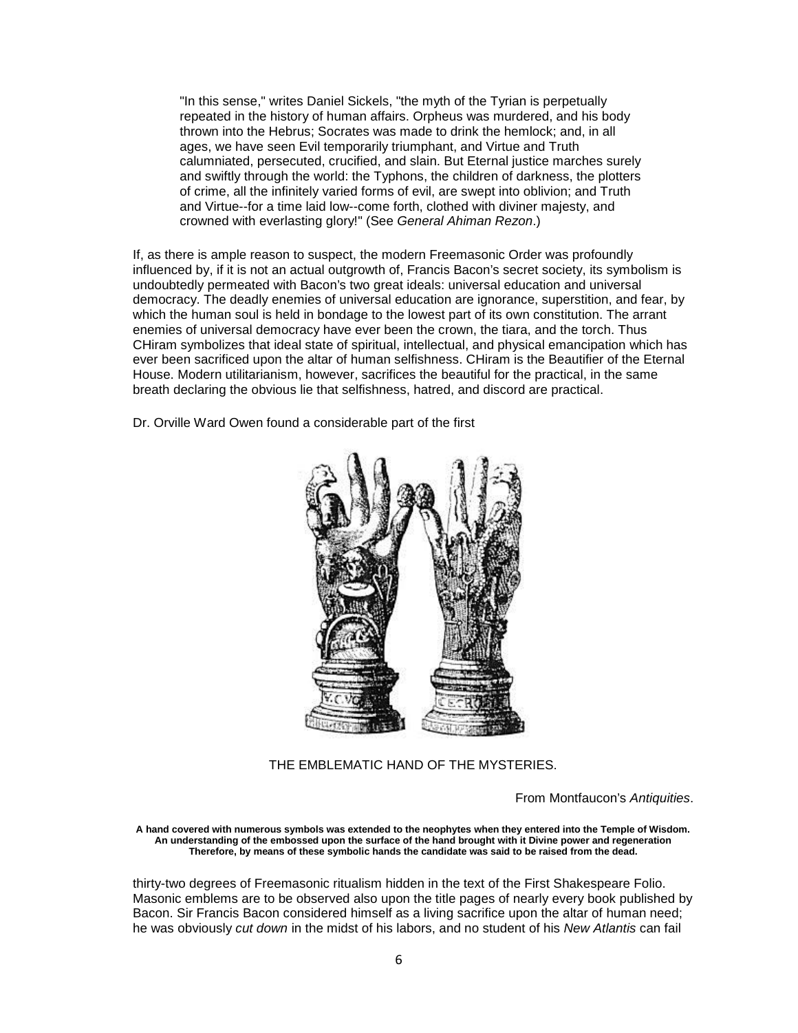> "In this sense," writes Daniel Sickels, "the myth of the Tyrian is perpetually repeated in the history of human affairs. Orpheus was murdered, and his body thrown into the Hebrus; Socrates was made to drink the hemlock; and, in all ages, we have seen Evil temporarily triumphant, and Virtue and Truth calumniated, persecuted, crucified, and slain. But Eternal justice marches surely and swiftly through the world: the Typhons, the children of darkness, the plotters of crime, all the infinitely varied forms of evil, are swept into oblivion; and Truth and Virtue--for a time laid low--come forth, clothed with diviner majesty, and crowned with everlasting glory!" (See *General Ahiman Rezon*.)

If, as there is ample reason to suspect, the modern Freemasonic Order was profoundly influenced by, if it is not an actual outgrowth of, Francis Bacon's secret society, its symbolism is undoubtedly permeated with Bacon's two great ideals: universal education and universal democracy. The deadly enemies of universal education are ignorance, superstition, and fear, by which the human soul is held in bondage to the lowest part of its own constitution. The arrant enemies of universal democracy have ever been the crown, the tiara, and the torch. Thus CHiram symbolizes that ideal state of spiritual, intellectual, and physical emancipation which has ever been sacrificed upon the altar of human selfishness. CHiram is the Beautifier of the Eternal House. Modern utilitarianism, however, sacrifices the beautiful for the practical, in the same breath declaring the obvious lie that selfishness, hatred, and discord are practical.

Dr. Orville Ward Owen found a considerable part of the first

THE EMBLEMATIC HAND OF THE MYSTERIES.

From Montfaucon's *Antiquities*.

**A hand covered with numerous symbols was extended to the neophytes when they entered into the Temple of Wisdom. An understanding of the embossed upon the surface of the hand brought with it Divine power and regeneration Therefore, by means of these symbolic hands the candidate was said to be raised from the dead.**

thirty-two degrees of Freemasonic ritualism hidden in the text of the First Shakespeare Folio. Masonic emblems are to be observed also upon the title pages of nearly every book published by Bacon. Sir Francis Bacon considered himself as a living sacrifice upon the altar of human need; he was obviously *cut down* in the midst of his labors, and no student of his *New Atlantis* can fail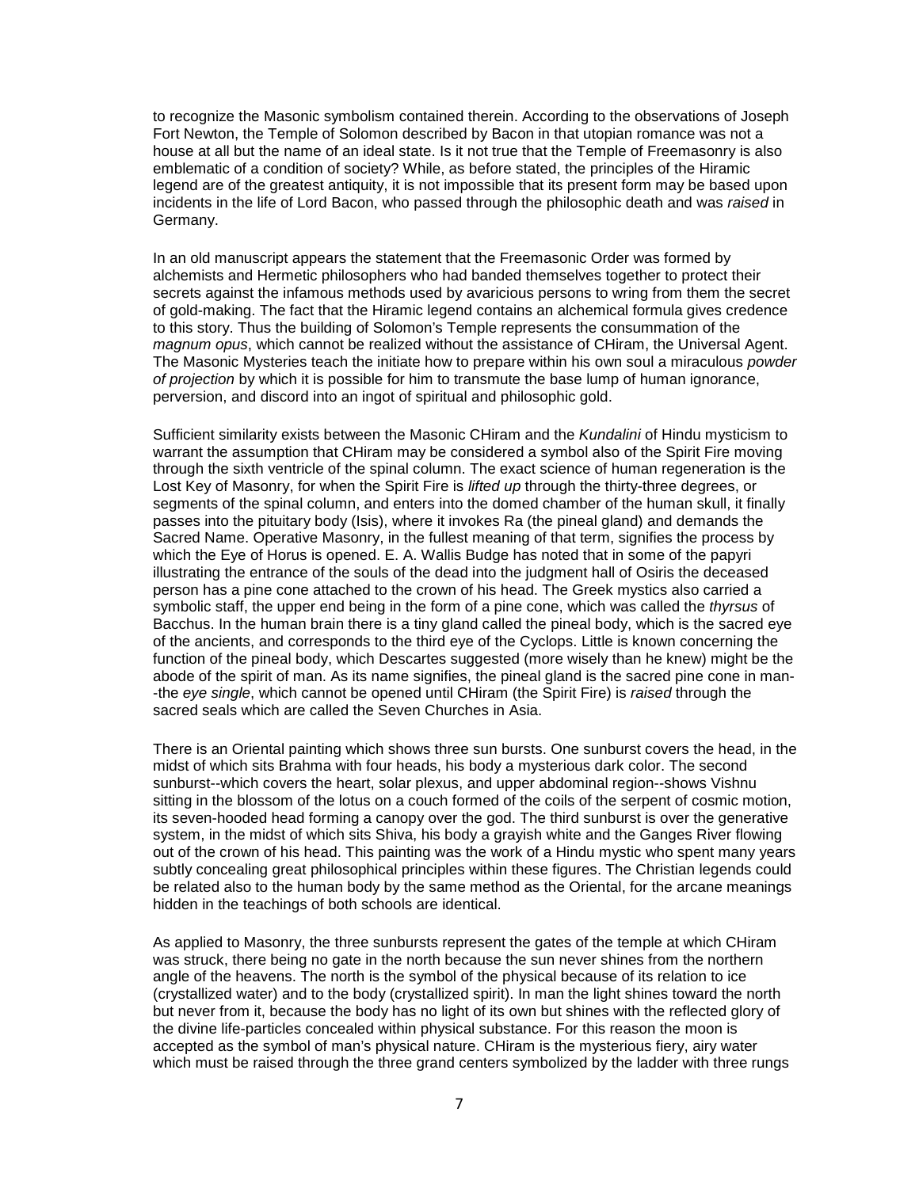to recognize the Masonic symbolism contained therein. According to the observations of Joseph Fort Newton, the Temple of Solomon described by Bacon in that utopian romance was not a house at all but the name of an ideal state. Is it not true that the Temple of Freemasonry is also emblematic of a condition of society? While, as before stated, the principles of the Hiramic legend are of the greatest antiquity, it is not impossible that its present form may be based upon incidents in the life of Lord Bacon, who passed through the philosophic death and was *raised* in Germany.

In an old manuscript appears the statement that the Freemasonic Order was formed by alchemists and Hermetic philosophers who had banded themselves together to protect their secrets against the infamous methods used by avaricious persons to wring from them the secret of gold-making. The fact that the Hiramic legend contains an alchemical formula gives credence to this story. Thus the building of Solomon's Temple represents the consummation of the *magnum opus*, which cannot be realized without the assistance of CHiram, the Universal Agent. The Masonic Mysteries teach the initiate how to prepare within his own soul a miraculous *powder of projection* by which it is possible for him to transmute the base lump of human ignorance, perversion, and discord into an ingot of spiritual and philosophic gold.

Sufficient similarity exists between the Masonic CHiram and the *Kundalini* of Hindu mysticism to warrant the assumption that CHiram may be considered a symbol also of the Spirit Fire moving through the sixth ventricle of the spinal column. The exact science of human regeneration is the Lost Key of Masonry, for when the Spirit Fire is *lifted up* through the thirty-three degrees, or segments of the spinal column, and enters into the domed chamber of the human skull, it finally passes into the pituitary body (Isis), where it invokes Ra (the pineal gland) and demands the Sacred Name. Operative Masonry, in the fullest meaning of that term, signifies the process by which the Eye of Horus is opened. E. A. Wallis Budge has noted that in some of the papyri illustrating the entrance of the souls of the dead into the judgment hall of Osiris the deceased person has a pine cone attached to the crown of his head. The Greek mystics also carried a symbolic staff, the upper end being in the form of a pine cone, which was called the *thyrsus* of Bacchus. In the human brain there is a tiny gland called the pineal body, which is the sacred eye of the ancients, and corresponds to the third eye of the Cyclops. Little is known concerning the function of the pineal body, which Descartes suggested (more wisely than he knew) might be the abode of the spirit of man. As its name signifies, the pineal gland is the sacred pine cone in man--the *eye single*, which cannot be opened until CHiram (the Spirit Fire) is *raised* through the sacred seals which are called the Seven Churches in Asia.

There is an Oriental painting which shows three sun bursts. One sunburst covers the head, in the midst of which sits Brahma with four heads, his body a mysterious dark color. The second sunburst--which covers the heart, solar plexus, and upper abdominal region--shows Vishnu sitting in the blossom of the lotus on a couch formed of the coils of the serpent of cosmic motion, its seven-hooded head forming a canopy over the god. The third sunburst is over the generative system, in the midst of which sits Shiva, his body a grayish white and the Ganges River flowing out of the crown of his head. This painting was the work of a Hindu mystic who spent many years subtly concealing great philosophical principles within these figures. The Christian legends could be related also to the human body by the same method as the Oriental, for the arcane meanings hidden in the teachings of both schools are identical.

As applied to Masonry, the three sunbursts represent the gates of the temple at which CHiram was struck, there being no gate in the north because the sun never shines from the northern angle of the heavens. The north is the symbol of the physical because of its relation to ice (crystallized water) and to the body (crystallized spirit). In man the light shines toward the north but never from it, because the body has no light of its own but shines with the reflected glory of the divine life-particles concealed within physical substance. For this reason the moon is accepted as the symbol of man's physical nature. CHiram is the mysterious fiery, airy water which must be raised through the three grand centers symbolized by the ladder with three rungs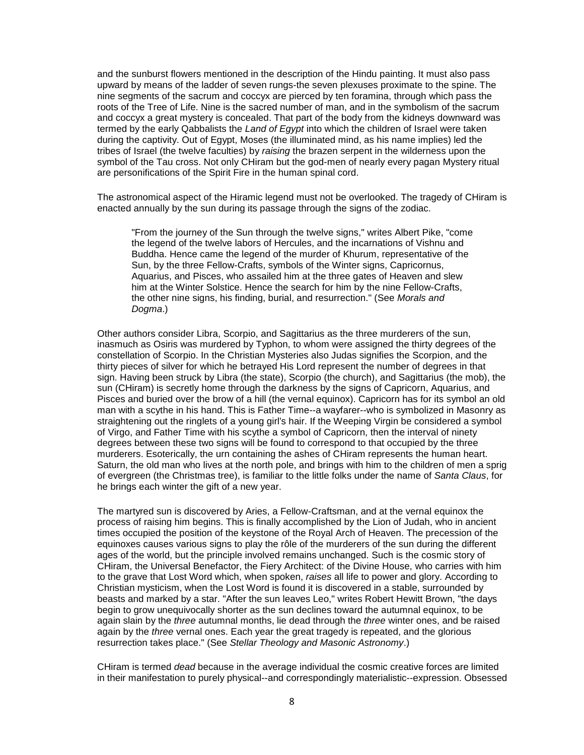and the sunburst flowers mentioned in the description of the Hindu painting. It must also pass upward by means of the ladder of seven rungs-the seven plexuses proximate to the spine. The nine segments of the sacrum and coccyx are pierced by ten foramina, through which pass the roots of the Tree of Life. Nine is the sacred number of man, and in the symbolism of the sacrum and coccyx a great mystery is concealed. That part of the body from the kidneys downward was termed by the early Qabbalists the *Land of Egypt* into which the children of Israel were taken during the captivity. Out of Egypt, Moses (the illuminated mind, as his name implies) led the tribes of Israel (the twelve faculties) by *raising* the brazen serpent in the wilderness upon the symbol of the Tau cross. Not only CHiram but the god-men of nearly every pagan Mystery ritual are personifications of the Spirit Fire in the human spinal cord.

The astronomical aspect of the Hiramic legend must not be overlooked. The tragedy of CHiram is enacted annually by the sun during its passage through the signs of the zodiac.

> "From the journey of the Sun through the twelve signs," writes Albert Pike, "come the legend of the twelve labors of Hercules, and the incarnations of Vishnu and Buddha. Hence came the legend of the murder of Khurum, representative of the Sun, by the three Fellow-Crafts, symbols of the Winter signs, Capricornus, Aquarius, and Pisces, who assailed him at the three gates of Heaven and slew him at the Winter Solstice. Hence the search for him by the nine Fellow-Crafts, the other nine signs, his finding, burial, and resurrection." (See *Morals and Dogma*.)

Other authors consider Libra, Scorpio, and Sagittarius as the three murderers of the sun, inasmuch as Osiris was murdered by Typhon, to whom were assigned the thirty degrees of the constellation of Scorpio. In the Christian Mysteries also Judas signifies the Scorpion, and the thirty pieces of silver for which he betrayed His Lord represent the number of degrees in that sign. Having been struck by Libra (the state), Scorpio (the church), and Sagittarius (the mob), the sun (CHiram) is secretly home through the darkness by the signs of Capricorn, Aquarius, and Pisces and buried over the brow of a hill (the vernal equinox). Capricorn has for its symbol an old man with a scythe in his hand. This is Father Time--a wayfarer--who is symbolized in Masonry as straightening out the ringlets of a young girl's hair. If the Weeping Virgin be considered a symbol of Virgo, and Father Time with his scythe a symbol of Capricorn, then the interval of ninety degrees between these two signs will be found to correspond to that occupied by the three murderers. Esoterically, the urn containing the ashes of CHiram represents the human heart. Saturn, the old man who lives at the north pole, and brings with him to the children of men a sprig of evergreen (the Christmas tree), is familiar to the little folks under the name of *Santa Claus*, for he brings each winter the gift of a new year.

The martyred sun is discovered by Aries, a Fellow-Craftsman, and at the vernal equinox the process of raising him begins. This is finally accomplished by the Lion of Judah, who in ancient times occupied the position of the keystone of the Royal Arch of Heaven. The precession of the equinoxes causes various signs to play the rôle of the murderers of the sun during the different ages of the world, but the principle involved remains unchanged. Such is the cosmic story of CHiram, the Universal Benefactor, the Fiery Architect: of the Divine House, who carries with him to the grave that Lost Word which, when spoken, *raises* all life to power and glory. According to Christian mysticism, when the Lost Word is found it is discovered in a stable, surrounded by beasts and marked by a star. "After the sun leaves Leo," writes Robert Hewitt Brown, "the days begin to grow unequivocally shorter as the sun declines toward the autumnal equinox, to be again slain by the *three* autumnal months, lie dead through the *three* winter ones, and be raised again by the *three* vernal ones. Each year the great tragedy is repeated, and the glorious resurrection takes place." (See *Stellar Theology and Masonic Astronomy*.)

CHiram is termed *dead* because in the average individual the cosmic creative forces are limited in their manifestation to purely physical--and correspondingly materialistic--expression. Obsessed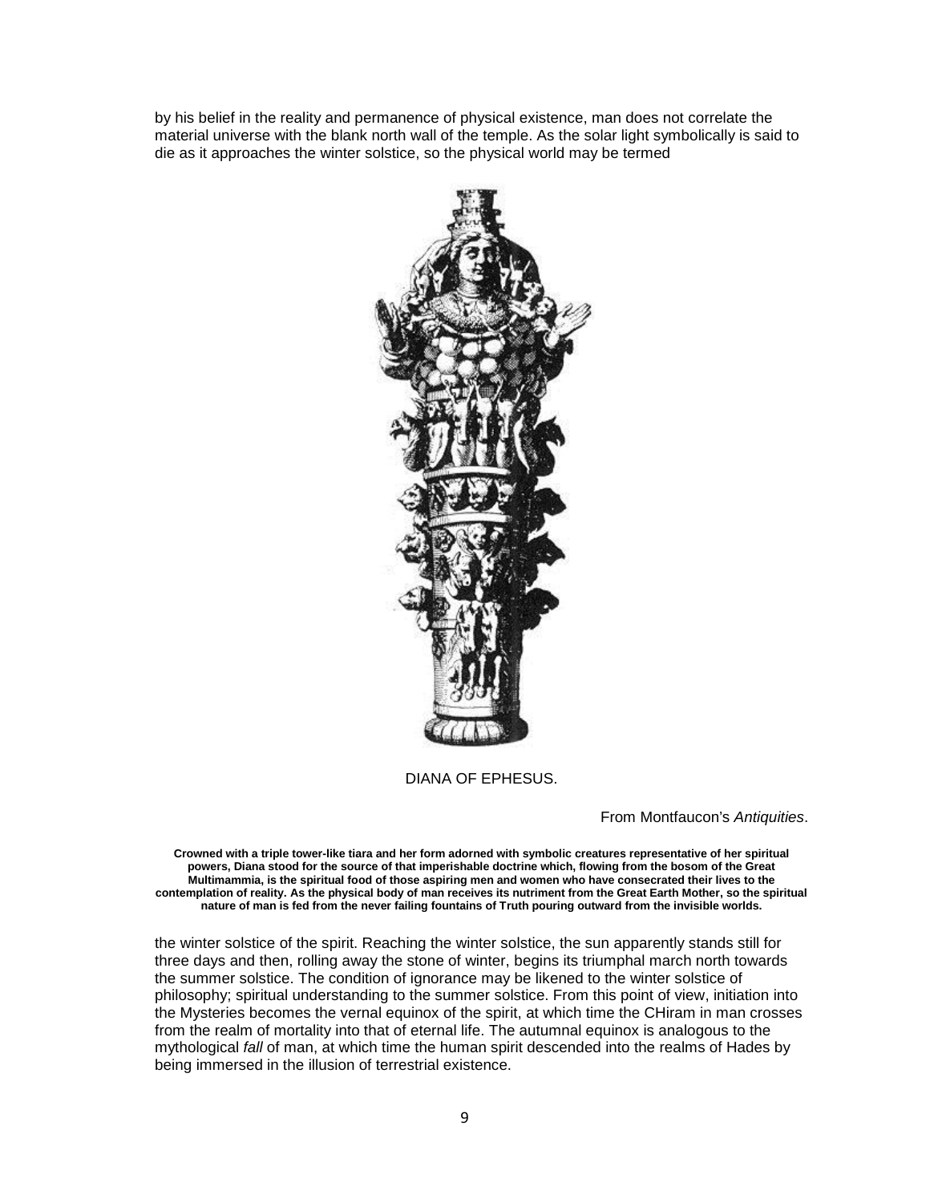by his belief in the reality and permanence of physical existence, man does not correlate the material universe with the blank north wall of the temple. As the solar light symbolically is said to die as it approaches the winter solstice, so the physical world may be termed

DIANA OF EPHESUS.

From Montfaucon's *Antiquities*.

**Crowned with a triple tower-like tiara and her form adorned with symbolic creatures representative of her spiritual powers, Diana stood for the source of that imperishable doctrine which, flowing from the bosom of the Great Multimammia, is the spiritual food of those aspiring men and women who have consecrated their lives to the contemplation of reality. As the physical body of man receives its nutriment from the Great Earth Mother, so the spiritual nature of man is fed from the never failing fountains of Truth pouring outward from the invisible worlds.**

the winter solstice of the spirit. Reaching the winter solstice, the sun apparently stands still for three days and then, rolling away the stone of winter, begins its triumphal march north towards the summer solstice. The condition of ignorance may be likened to the winter solstice of philosophy; spiritual understanding to the summer solstice. From this point of view, initiation into the Mysteries becomes the vernal equinox of the spirit, at which time the CHiram in man crosses from the realm of mortality into that of eternal life. The autumnal equinox is analogous to the mythological *fall* of man, at which time the human spirit descended into the realms of Hades by being immersed in the illusion of terrestrial existence.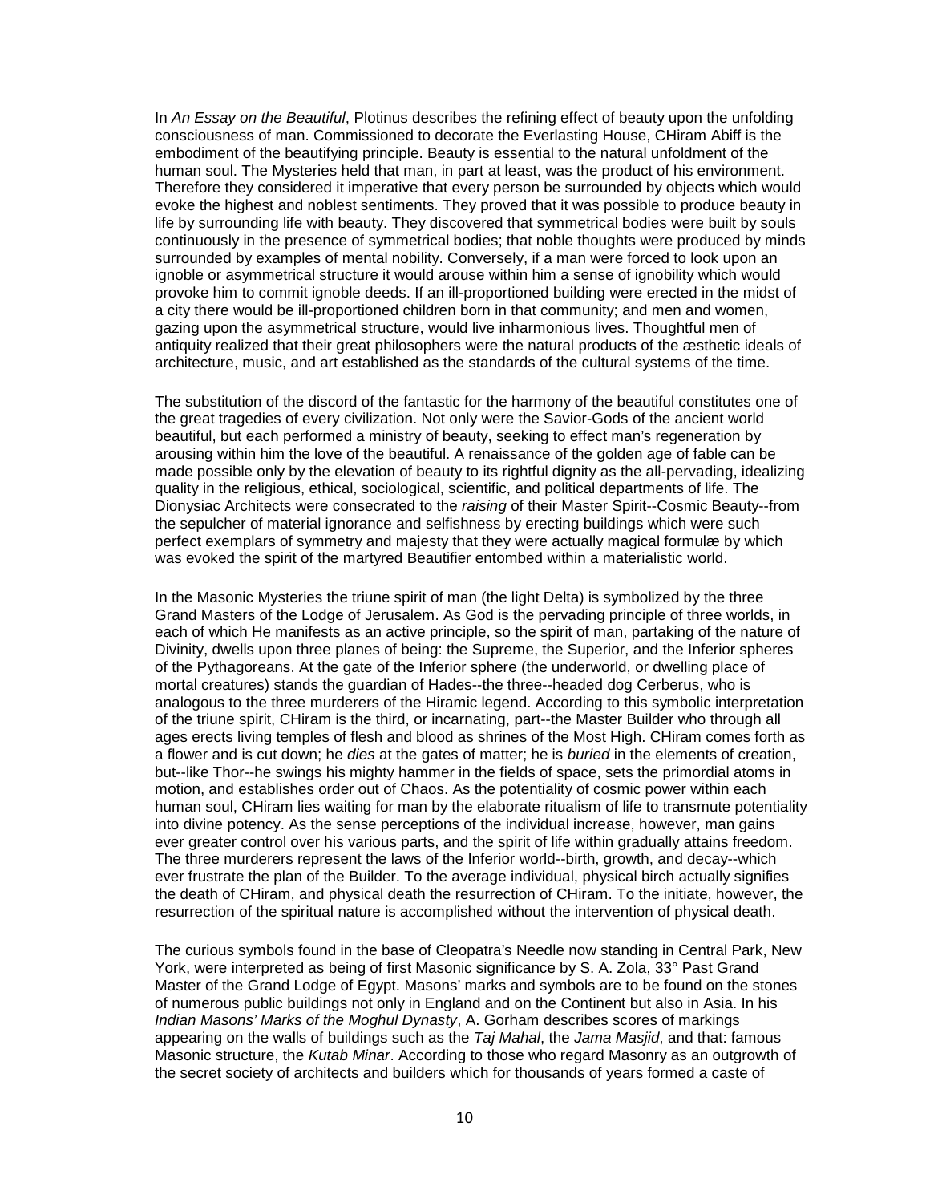In *An Essay on the Beautiful*, Plotinus describes the refining effect of beauty upon the unfolding consciousness of man. Commissioned to decorate the Everlasting House, CHiram Abiff is the embodiment of the beautifying principle. Beauty is essential to the natural unfoldment of the human soul. The Mysteries held that man, in part at least, was the product of his environment. Therefore they considered it imperative that every person be surrounded by objects which would evoke the highest and noblest sentiments. They proved that it was possible to produce beauty in life by surrounding life with beauty. They discovered that symmetrical bodies were built by souls continuously in the presence of symmetrical bodies; that noble thoughts were produced by minds surrounded by examples of mental nobility. Conversely, if a man were forced to look upon an ignoble or asymmetrical structure it would arouse within him a sense of ignobility which would provoke him to commit ignoble deeds. If an ill-proportioned building were erected in the midst of a city there would be ill-proportioned children born in that community; and men and women, gazing upon the asymmetrical structure, would live inharmonious lives. Thoughtful men of antiquity realized that their great philosophers were the natural products of the æsthetic ideals of architecture, music, and art established as the standards of the cultural systems of the time.

The substitution of the discord of the fantastic for the harmony of the beautiful constitutes one of the great tragedies of every civilization. Not only were the Savior-Gods of the ancient world beautiful, but each performed a ministry of beauty, seeking to effect man's regeneration by arousing within him the love of the beautiful. A renaissance of the golden age of fable can be made possible only by the elevation of beauty to its rightful dignity as the all-pervading, idealizing quality in the religious, ethical, sociological, scientific, and political departments of life. The Dionysiac Architects were consecrated to the *raising* of their Master Spirit--Cosmic Beauty--from the sepulcher of material ignorance and selfishness by erecting buildings which were such perfect exemplars of symmetry and majesty that they were actually magical formulæ by which was evoked the spirit of the martyred Beautifier entombed within a materialistic world.

In the Masonic Mysteries the triune spirit of man (the light Delta) is symbolized by the three Grand Masters of the Lodge of Jerusalem. As God is the pervading principle of three worlds, in each of which He manifests as an active principle, so the spirit of man, partaking of the nature of Divinity, dwells upon three planes of being: the Supreme, the Superior, and the Inferior spheres of the Pythagoreans. At the gate of the Inferior sphere (the underworld, or dwelling place of mortal creatures) stands the guardian of Hades--the three--headed dog Cerberus, who is analogous to the three murderers of the Hiramic legend. According to this symbolic interpretation of the triune spirit, CHiram is the third, or incarnating, part--the Master Builder who through all ages erects living temples of flesh and blood as shrines of the Most High. CHiram comes forth as a flower and is cut down; he *dies* at the gates of matter; he is *buried* in the elements of creation, but--like Thor--he swings his mighty hammer in the fields of space, sets the primordial atoms in motion, and establishes order out of Chaos. As the potentiality of cosmic power within each human soul, CHiram lies waiting for man by the elaborate ritualism of life to transmute potentiality into divine potency. As the sense perceptions of the individual increase, however, man gains ever greater control over his various parts, and the spirit of life within gradually attains freedom. The three murderers represent the laws of the Inferior world--birth, growth, and decay--which ever frustrate the plan of the Builder. To the average individual, physical birch actually signifies the death of CHiram, and physical death the resurrection of CHiram. To the initiate, however, the resurrection of the spiritual nature is accomplished without the intervention of physical death.

The curious symbols found in the base of Cleopatra's Needle now standing in Central Park, New York, were interpreted as being of first Masonic significance by S. A. Zola, 33° Past Grand Master of the Grand Lodge of Egypt. Masons' marks and symbols are to be found on the stones of numerous public buildings not only in England and on the Continent but also in Asia. In his *Indian Masons' Marks of the Moghul Dynasty*, A. Gorham describes scores of markings appearing on the walls of buildings such as the *Taj Mahal*, the *Jama Masjid*, and that: famous Masonic structure, the *Kutab Minar*. According to those who regard Masonry as an outgrowth of the secret society of architects and builders which for thousands of years formed a caste of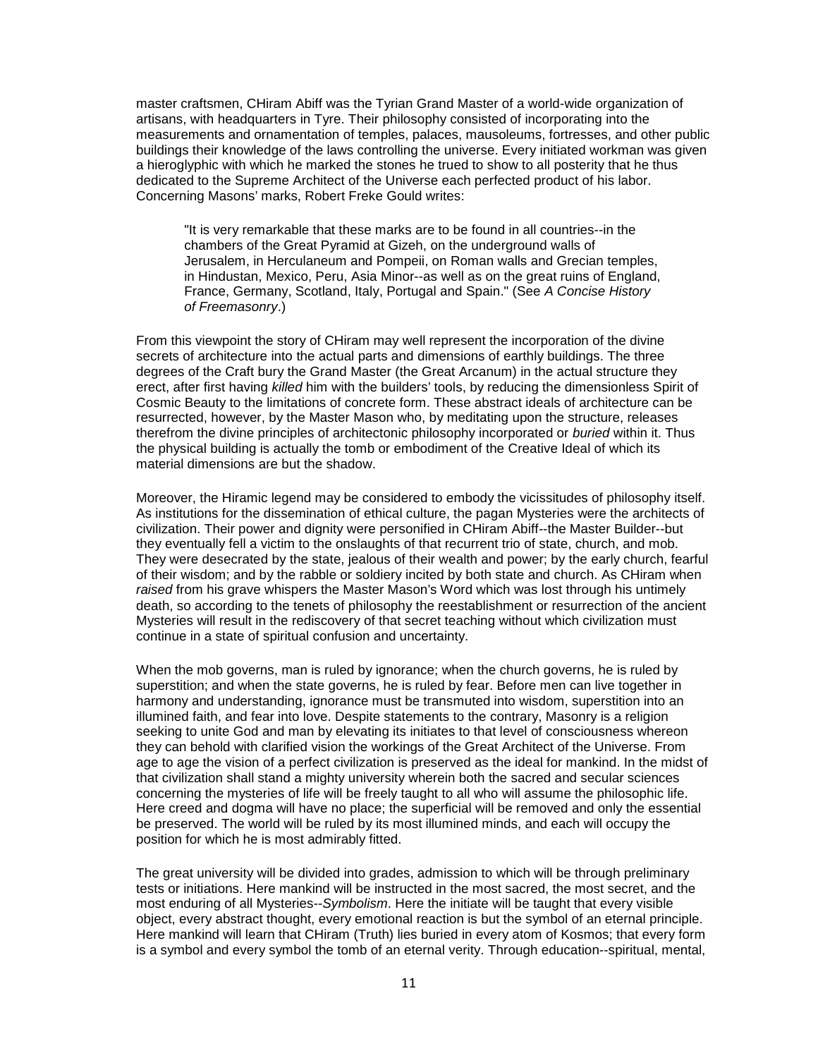master craftsmen, CHiram Abiff was the Tyrian Grand Master of a world-wide organization of artisans, with headquarters in Tyre. Their philosophy consisted of incorporating into the measurements and ornamentation of temples, palaces, mausoleums, fortresses, and other public buildings their knowledge of the laws controlling the universe. Every initiated workman was given a hieroglyphic with which he marked the stones he trued to show to all posterity that he thus dedicated to the Supreme Architect of the Universe each perfected product of his labor. Concerning Masons' marks, Robert Freke Gould writes:

> "It is very remarkable that these marks are to be found in all countries--in the chambers of the Great Pyramid at Gizeh, on the underground walls of Jerusalem, in Herculaneum and Pompeii, on Roman walls and Grecian temples, in Hindustan, Mexico, Peru, Asia Minor--as well as on the great ruins of England, France, Germany, Scotland, Italy, Portugal and Spain." (See *A Concise History of Freemasonry*.)

From this viewpoint the story of CHiram may well represent the incorporation of the divine secrets of architecture into the actual parts and dimensions of earthly buildings. The three degrees of the Craft bury the Grand Master (the Great Arcanum) in the actual structure they erect, after first having *killed* him with the builders' tools, by reducing the dimensionless Spirit of Cosmic Beauty to the limitations of concrete form. These abstract ideals of architecture can be resurrected, however, by the Master Mason who, by meditating upon the structure, releases therefrom the divine principles of architectonic philosophy incorporated or *buried* within it. Thus the physical building is actually the tomb or embodiment of the Creative Ideal of which its material dimensions are but the shadow.

Moreover, the Hiramic legend may be considered to embody the vicissitudes of philosophy itself. As institutions for the dissemination of ethical culture, the pagan Mysteries were the architects of civilization. Their power and dignity were personified in CHiram Abiff--the Master Builder--but they eventually fell a victim to the onslaughts of that recurrent trio of state, church, and mob. They were desecrated by the state, jealous of their wealth and power; by the early church, fearful of their wisdom; and by the rabble or soldiery incited by both state and church. As CHiram when *raised* from his grave whispers the Master Mason's Word which was lost through his untimely death, so according to the tenets of philosophy the reestablishment or resurrection of the ancient Mysteries will result in the rediscovery of that secret teaching without which civilization must continue in a state of spiritual confusion and uncertainty.

When the mob governs, man is ruled by ignorance; when the church governs, he is ruled by superstition; and when the state governs, he is ruled by fear. Before men can live together in harmony and understanding, ignorance must be transmuted into wisdom, superstition into an illumined faith, and fear into love. Despite statements to the contrary, Masonry is a religion seeking to unite God and man by elevating its initiates to that level of consciousness whereon they can behold with clarified vision the workings of the Great Architect of the Universe. From age to age the vision of a perfect civilization is preserved as the ideal for mankind. In the midst of that civilization shall stand a mighty university wherein both the sacred and secular sciences concerning the mysteries of life will be freely taught to all who will assume the philosophic life. Here creed and dogma will have no place; the superficial will be removed and only the essential be preserved. The world will be ruled by its most illumined minds, and each will occupy the position for which he is most admirably fitted.

The great university will be divided into grades, admission to which will be through preliminary tests or initiations. Here mankind will be instructed in the most sacred, the most secret, and the most enduring of all Mysteries--*Symbolism*. Here the initiate will be taught that every visible object, every abstract thought, every emotional reaction is but the symbol of an eternal principle. Here mankind will learn that CHiram (Truth) lies buried in every atom of Kosmos; that every form is a symbol and every symbol the tomb of an eternal verity. Through education--spiritual, mental,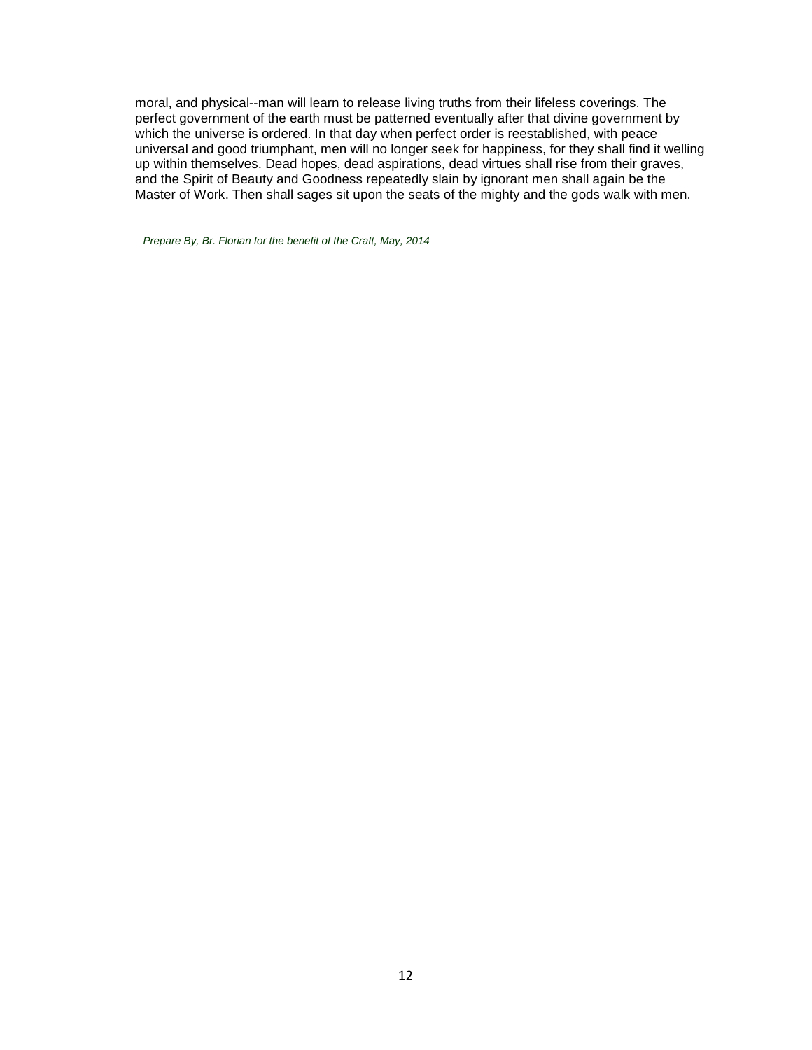moral, and physical--man will learn to release living truths from their lifeless coverings. The perfect government of the earth must be patterned eventually after that divine government by which the universe is ordered. In that day when perfect order is reestablished, with peace universal and good triumphant, men will no longer seek for happiness, for they shall find it welling up within themselves. Dead hopes, dead aspirations, dead virtues shall rise from their graves, and the Spirit of Beauty and Goodness repeatedly slain by ignorant men shall again be the Master of Work. Then shall sages sit upon the seats of the mighty and the gods walk with men.

*Prepare By, Br. Florian for the benefit of the Craft, May, 2014*